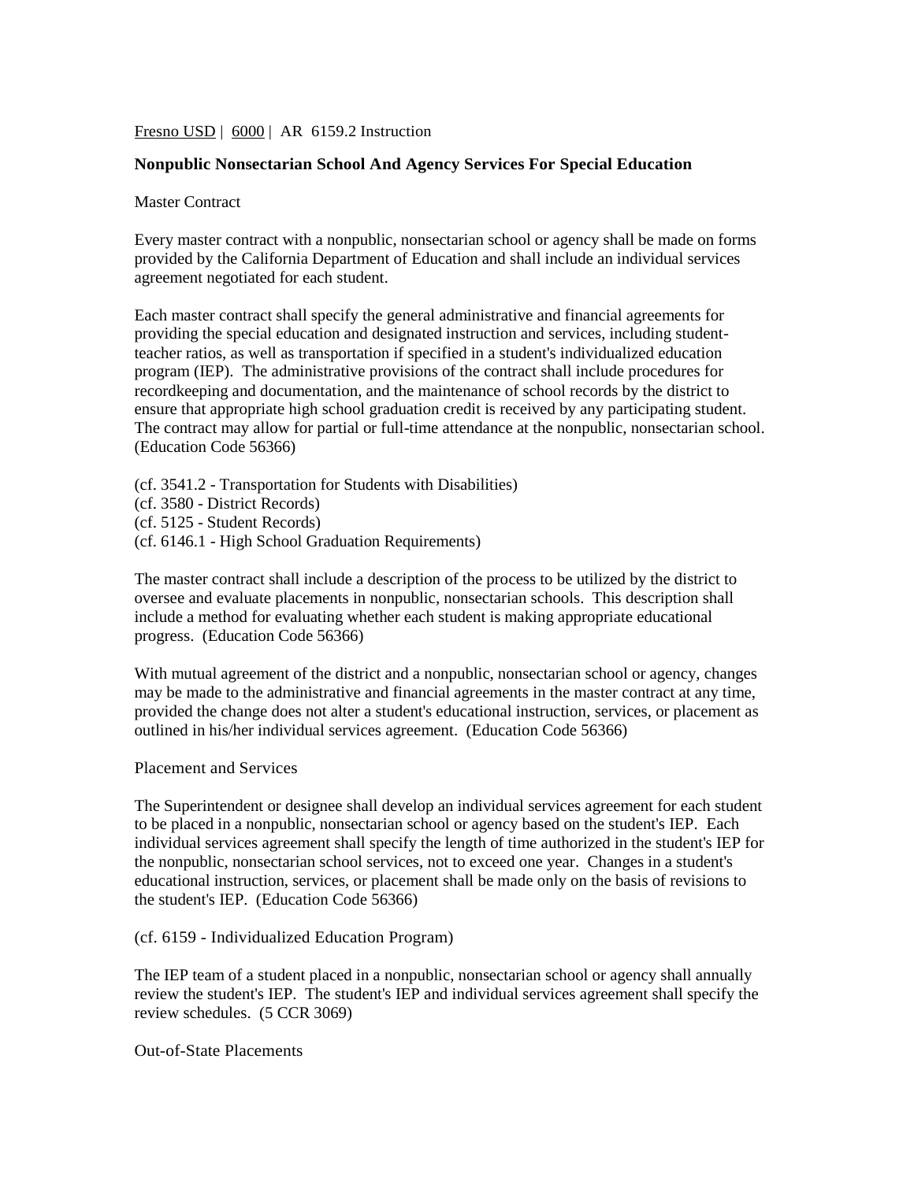Fresno USD | 6000 | AR 6159.2 Instruction

## Nonpublic Nonsectarian School And Agency Services For Special Education

### Master Contract

Every master contract with a nonpublic, nonsectarian school or agency shall be made on forms provided by the California Department of Education and shall include an individual services agreement negotiated for each student.

Each master contract shall specify the general administrative and financial agreements for providing the special education and designated instruction and services, including student-teacher ratios, as well as transportation if specified in a student's individualized education program (IEP). The administrative provisions of the contract shall include procedures for recordkeeping and documentation, and the maintenance of school records by the district to ensure that appropriate high school graduation credit is received by any participating student. The contract may allow for partial or full-time attendance at the nonpublic, nonsectarian school. (Education Code 56366)

(cf. 3541.2 - Transportation for Students with Disabilities)
(cf. 3580 - District Records)
(cf. 5125 - Student Records)
(cf. 6146.1 - High School Graduation Requirements)

The master contract shall include a description of the process to be utilized by the district to oversee and evaluate placements in nonpublic, nonsectarian schools. This description shall include a method for evaluating whether each student is making appropriate educational progress. (Education Code 56366)

With mutual agreement of the district and a nonpublic, nonsectarian school or agency, changes may be made to the administrative and financial agreements in the master contract at any time, provided the change does not alter a student's educational instruction, services, or placement as outlined in his/her individual services agreement. (Education Code 56366)

### Placement and Services

The Superintendent or designee shall develop an individual services agreement for each student to be placed in a nonpublic, nonsectarian school or agency based on the student's IEP. Each individual services agreement shall specify the length of time authorized in the student's IEP for the nonpublic, nonsectarian school services, not to exceed one year. Changes in a student's educational instruction, services, or placement shall be made only on the basis of revisions to the student's IEP. (Education Code 56366)

(cf. 6159 - Individualized Education Program)

The IEP team of a student placed in a nonpublic, nonsectarian school or agency shall annually review the student's IEP. The student's IEP and individual services agreement shall specify the review schedules. (5 CCR 3069)

### Out-of-State Placements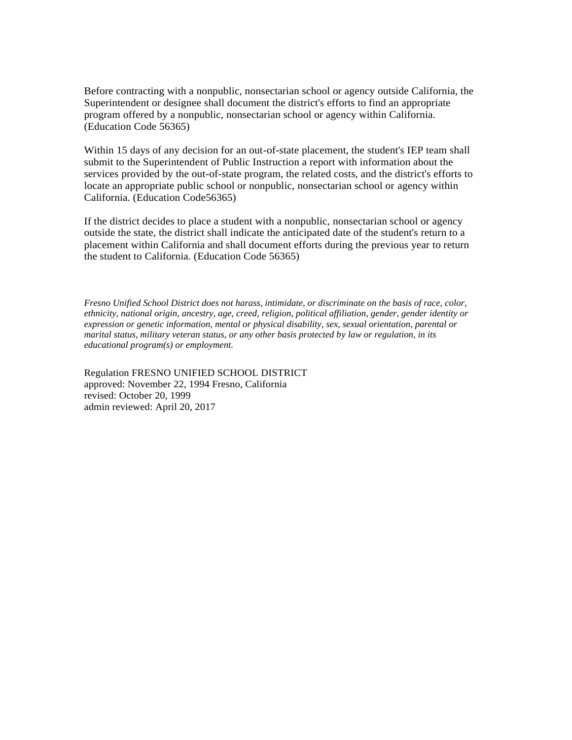Before contracting with a nonpublic, nonsectarian school or agency outside California, the Superintendent or designee shall document the district's efforts to find an appropriate program offered by a nonpublic, nonsectarian school or agency within California. (Education Code 56365)

Within 15 days of any decision for an out-of-state placement, the student's IEP team shall submit to the Superintendent of Public Instruction a report with information about the services provided by the out-of-state program, the related costs, and the district's efforts to locate an appropriate public school or nonpublic, nonsectarian school or agency within California. (Education Code56365)

If the district decides to place a student with a nonpublic, nonsectarian school or agency outside the state, the district shall indicate the anticipated date of the student's return to a placement within California and shall document efforts during the previous year to return the student to California. (Education Code 56365)

*Fresno Unified School District does not harass, intimidate, or discriminate on the basis of race, color, ethnicity, national origin, ancestry, age, creed, religion, political affiliation, gender, gender identity or expression or genetic information, mental or physical disability, sex, sexual orientation, parental or marital status, military veteran status, or any other basis protected by law or regulation, in its educational program(s) or employment.*

Regulation FRESNO UNIFIED SCHOOL DISTRICT
approved: November 22, 1994 Fresno, California
revised: October 20, 1999
admin reviewed: April 20, 2017